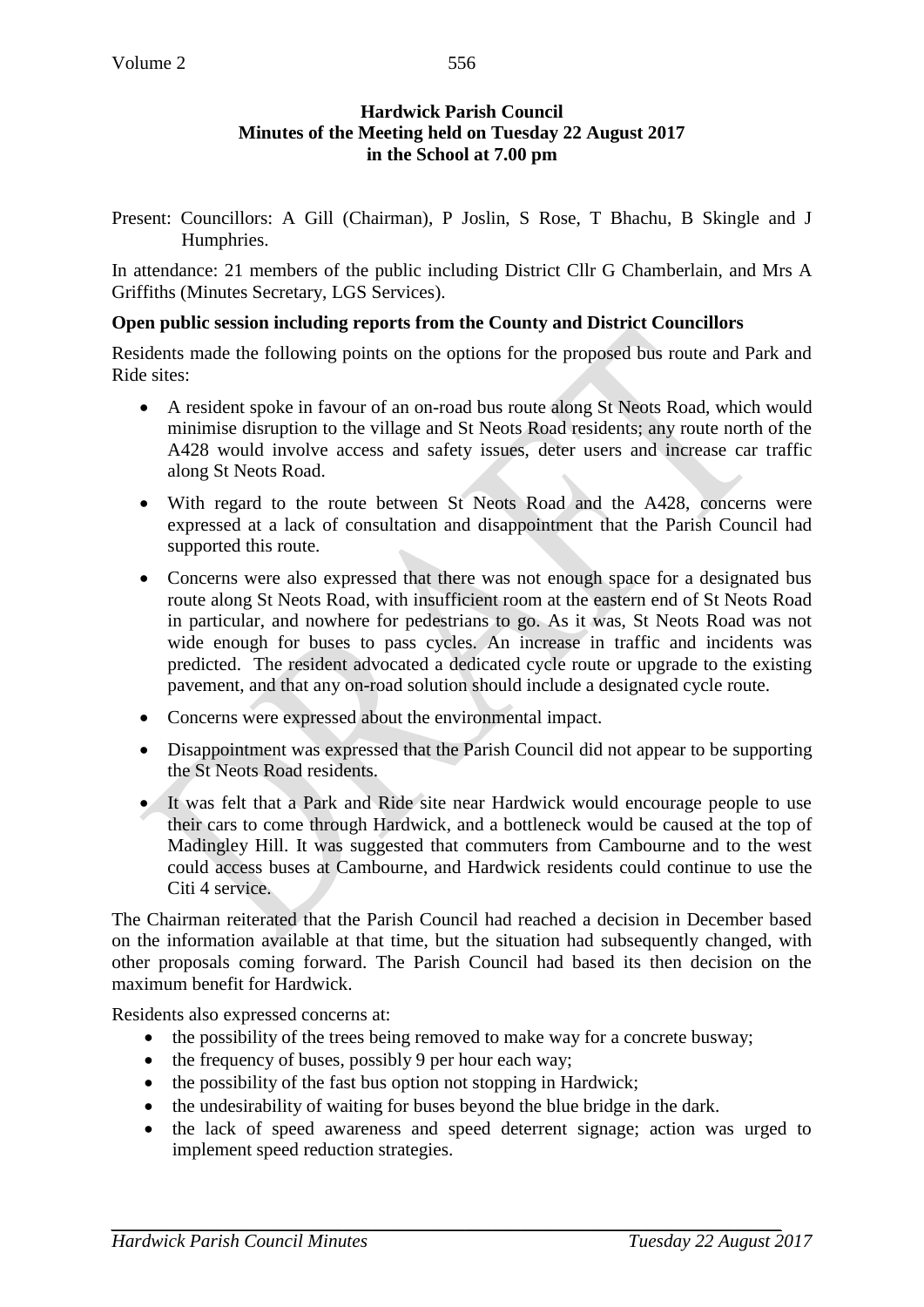**Hardwick Parish Council**
**Minutes of the Meeting held on Tuesday 22 August 2017**
**in the School at 7.00 pm**

Present: Councillors: A Gill (Chairman), P Joslin, S Rose, T Bhachu, B Skingle and J Humphries.

In attendance: 21 members of the public including District Cllr G Chamberlain, and Mrs A Griffiths (Minutes Secretary, LGS Services).

**Open public session including reports from the County and District Councillors**

Residents made the following points on the options for the proposed bus route and Park and Ride sites:

- A resident spoke in favour of an on-road bus route along St Neots Road, which would minimise disruption to the village and St Neots Road residents; any route north of the A428 would involve access and safety issues, deter users and increase car traffic along St Neots Road.
- With regard to the route between St Neots Road and the A428, concerns were expressed at a lack of consultation and disappointment that the Parish Council had supported this route.
- Concerns were also expressed that there was not enough space for a designated bus route along St Neots Road, with insufficient room at the eastern end of St Neots Road in particular, and nowhere for pedestrians to go. As it was, St Neots Road was not wide enough for buses to pass cycles. An increase in traffic and incidents was predicted. The resident advocated a dedicated cycle route or upgrade to the existing pavement, and that any on-road solution should include a designated cycle route.
- Concerns were expressed about the environmental impact.
- Disappointment was expressed that the Parish Council did not appear to be supporting the St Neots Road residents.
- It was felt that a Park and Ride site near Hardwick would encourage people to use their cars to come through Hardwick, and a bottleneck would be caused at the top of Madingley Hill. It was suggested that commuters from Cambourne and to the west could access buses at Cambourne, and Hardwick residents could continue to use the Citi 4 service.

The Chairman reiterated that the Parish Council had reached a decision in December based on the information available at that time, but the situation had subsequently changed, with other proposals coming forward. The Parish Council had based its then decision on the maximum benefit for Hardwick.

Residents also expressed concerns at:

- the possibility of the trees being removed to make way for a concrete busway;
- the frequency of buses, possibly 9 per hour each way;
- the possibility of the fast bus option not stopping in Hardwick;
- the undesirability of waiting for buses beyond the blue bridge in the dark.
- the lack of speed awareness and speed deterrent signage; action was urged to implement speed reduction strategies.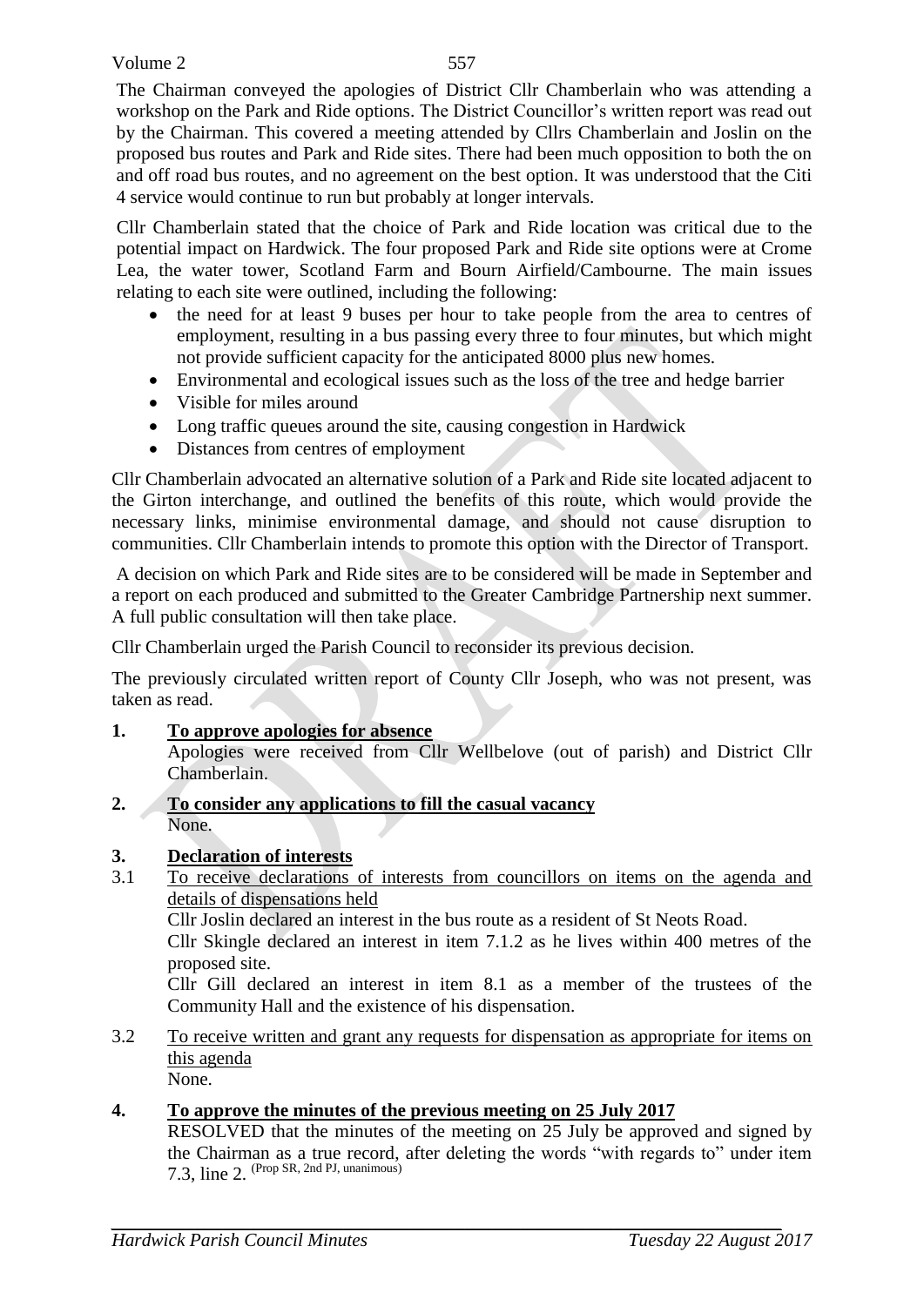The Chairman conveyed the apologies of District Cllr Chamberlain who was attending a workshop on the Park and Ride options. The District Councillor's written report was read out by the Chairman. This covered a meeting attended by Cllrs Chamberlain and Joslin on the proposed bus routes and Park and Ride sites. There had been much opposition to both the on and off road bus routes, and no agreement on the best option. It was understood that the Citi 4 service would continue to run but probably at longer intervals.

Cllr Chamberlain stated that the choice of Park and Ride location was critical due to the potential impact on Hardwick. The four proposed Park and Ride site options were at Crome Lea, the water tower, Scotland Farm and Bourn Airfield/Cambourne. The main issues relating to each site were outlined, including the following:

- the need for at least 9 buses per hour to take people from the area to centres of employment, resulting in a bus passing every three to four minutes, but which might not provide sufficient capacity for the anticipated 8000 plus new homes.
- Environmental and ecological issues such as the loss of the tree and hedge barrier
- Visible for miles around
- Long traffic queues around the site, causing congestion in Hardwick
- Distances from centres of employment

Cllr Chamberlain advocated an alternative solution of a Park and Ride site located adjacent to the Girton interchange, and outlined the benefits of this route, which would provide the necessary links, minimise environmental damage, and should not cause disruption to communities. Cllr Chamberlain intends to promote this option with the Director of Transport.

A decision on which Park and Ride sites are to be considered will be made in September and a report on each produced and submitted to the Greater Cambridge Partnership next summer. A full public consultation will then take place.

Cllr Chamberlain urged the Parish Council to reconsider its previous decision.

The previously circulated written report of County Cllr Joseph, who was not present, was taken as read.

**1. <u>To approve apologies for absence</u>**

Apologies were received from Cllr Wellbelove (out of parish) and District Cllr Chamberlain.

**2. <u>To consider any applications to fill the casual vacancy</u>**

None.

**3. <u>Declaration of interests</u>**

3.1 <u>To receive declarations of interests from councillors on items on the agenda and details of dispensations held</u>

Cllr Joslin declared an interest in the bus route as a resident of St Neots Road.

Cllr Skingle declared an interest in item 7.1.2 as he lives within 400 metres of the proposed site.

Cllr Gill declared an interest in item 8.1 as a member of the trustees of the Community Hall and the existence of his dispensation.

3.2 <u>To receive written and grant any requests for dispensation as appropriate for items on this agenda</u>

None.

**4. <u>To approve the minutes of the previous meeting on 25 July 2017</u>**

RESOLVED that the minutes of the meeting on 25 July be approved and signed by the Chairman as a true record, after deleting the words "with regards to" under item 7.3, line 2. (Prop SR, 2nd PJ, unanimous)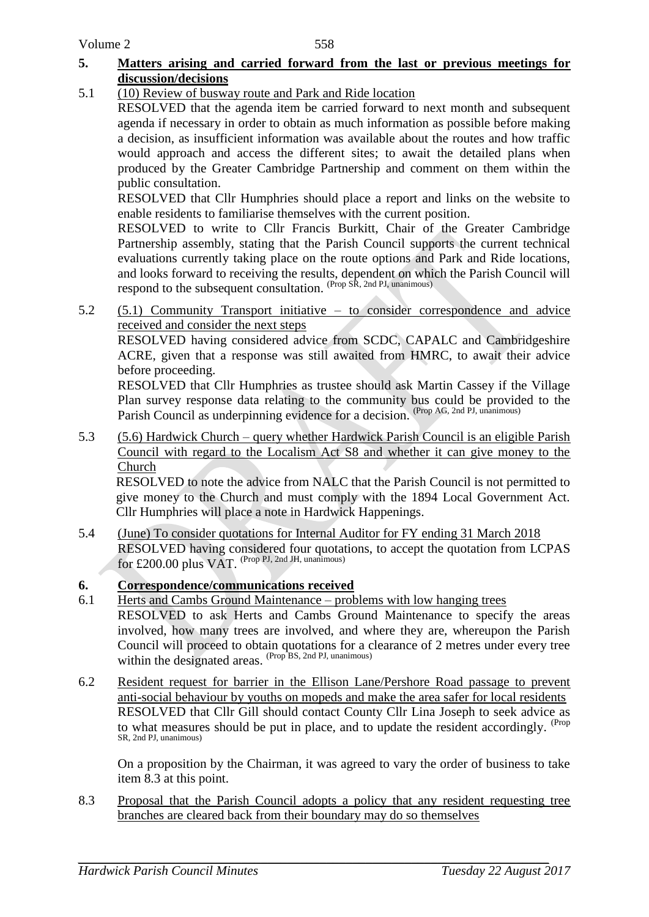## 5. Matters arising and carried forward from the last or previous meetings for discussion/decisions

5.1 (10) Review of busway route and Park and Ride location

RESOLVED that the agenda item be carried forward to next month and subsequent agenda if necessary in order to obtain as much information as possible before making a decision, as insufficient information was available about the routes and how traffic would approach and access the different sites; to await the detailed plans when produced by the Greater Cambridge Partnership and comment on them within the public consultation.

RESOLVED that Cllr Humphries should place a report and links on the website to enable residents to familiarise themselves with the current position.

RESOLVED to write to Cllr Francis Burkitt, Chair of the Greater Cambridge Partnership assembly, stating that the Parish Council supports the current technical evaluations currently taking place on the route options and Park and Ride locations, and looks forward to receiving the results, dependent on which the Parish Council will respond to the subsequent consultation. (Prop SR, 2nd PJ, unanimous)

5.2 (5.1) Community Transport initiative – to consider correspondence and advice received and consider the next steps

RESOLVED having considered advice from SCDC, CAPALC and Cambridgeshire ACRE, given that a response was still awaited from HMRC, to await their advice before proceeding.

RESOLVED that Cllr Humphries as trustee should ask Martin Cassey if the Village Plan survey response data relating to the community bus could be provided to the Parish Council as underpinning evidence for a decision. (Prop AG, 2nd PJ, unanimous)

5.3 (5.6) Hardwick Church – query whether Hardwick Parish Council is an eligible Parish Council with regard to the Localism Act S8 and whether it can give money to the Church

RESOLVED to note the advice from NALC that the Parish Council is not permitted to give money to the Church and must comply with the 1894 Local Government Act. Cllr Humphries will place a note in Hardwick Happenings.

5.4 (June) To consider quotations for Internal Auditor for FY ending 31 March 2018

RESOLVED having considered four quotations, to accept the quotation from LCPAS for £200.00 plus VAT. (Prop PJ, 2nd JH, unanimous)

## 6. Correspondence/communications received

6.1 Herts and Cambs Ground Maintenance – problems with low hanging trees

RESOLVED to ask Herts and Cambs Ground Maintenance to specify the areas involved, how many trees are involved, and where they are, whereupon the Parish Council will proceed to obtain quotations for a clearance of 2 metres under every tree within the designated areas. (Prop BS, 2nd PJ, unanimous)

6.2 Resident request for barrier in the Ellison Lane/Pershore Road passage to prevent anti-social behaviour by youths on mopeds and make the area safer for local residents

RESOLVED that Cllr Gill should contact County Cllr Lina Joseph to seek advice as to what measures should be put in place, and to update the resident accordingly. (Prop SR, 2nd PJ, unanimous)

On a proposition by the Chairman, it was agreed to vary the order of business to take item 8.3 at this point.

8.3 Proposal that the Parish Council adopts a policy that any resident requesting tree branches are cleared back from their boundary may do so themselves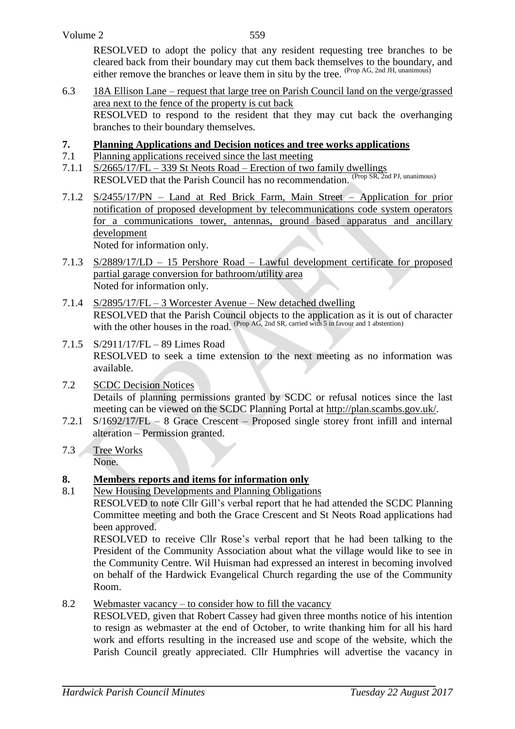RESOLVED to adopt the policy that any resident requesting tree branches to be cleared back from their boundary may cut them back themselves to the boundary, and either remove the branches or leave them in situ by the tree. (Prop AG, 2nd JH, unanimous)

6.3 18A Ellison Lane – request that large tree on Parish Council land on the verge/grassed area next to the fence of the property is cut back
RESOLVED to respond to the resident that they may cut back the overhanging branches to their boundary themselves.

## 7. Planning Applications and Decision notices and tree works applications

7.1 Planning applications received since the last meeting

7.1.1 S/2665/17/FL – 339 St Neots Road – Erection of two family dwellings
RESOLVED that the Parish Council has no recommendation. (Prop SR, 2nd PJ, unanimous)

7.1.2 S/2455/17/PN – Land at Red Brick Farm, Main Street – Application for prior notification of proposed development by telecommunications code system operators for a communications tower, antennas, ground based apparatus and ancillary development
Noted for information only.

7.1.3 S/2889/17/LD – 15 Pershore Road – Lawful development certificate for proposed partial garage conversion for bathroom/utility area
Noted for information only.

7.1.4 S/2895/17/FL – 3 Worcester Avenue – New detached dwelling
RESOLVED that the Parish Council objects to the application as it is out of character with the other houses in the road. (Prop AG, 2nd SR, carried with 5 in favour and 1 abstention)

7.1.5 S/2911/17/FL – 89 Limes Road
RESOLVED to seek a time extension to the next meeting as no information was available.

7.2 SCDC Decision Notices
Details of planning permissions granted by SCDC or refusal notices since the last meeting can be viewed on the SCDC Planning Portal at http://plan.scambs.gov.uk/.

7.2.1 S/1692/17/FL – 8 Grace Crescent – Proposed single storey front infill and internal alteration – Permission granted.

7.3 Tree Works
None.

## 8. Members reports and items for information only

8.1 New Housing Developments and Planning Obligations
RESOLVED to note Cllr Gill's verbal report that he had attended the SCDC Planning Committee meeting and both the Grace Crescent and St Neots Road applications had been approved.
RESOLVED to receive Cllr Rose's verbal report that he had been talking to the President of the Community Association about what the village would like to see in the Community Centre. Wil Huisman had expressed an interest in becoming involved on behalf of the Hardwick Evangelical Church regarding the use of the Community Room.

8.2 Webmaster vacancy – to consider how to fill the vacancy
RESOLVED, given that Robert Cassey had given three months notice of his intention to resign as webmaster at the end of October, to write thanking him for all his hard work and efforts resulting in the increased use and scope of the website, which the Parish Council greatly appreciated. Cllr Humphries will advertise the vacancy in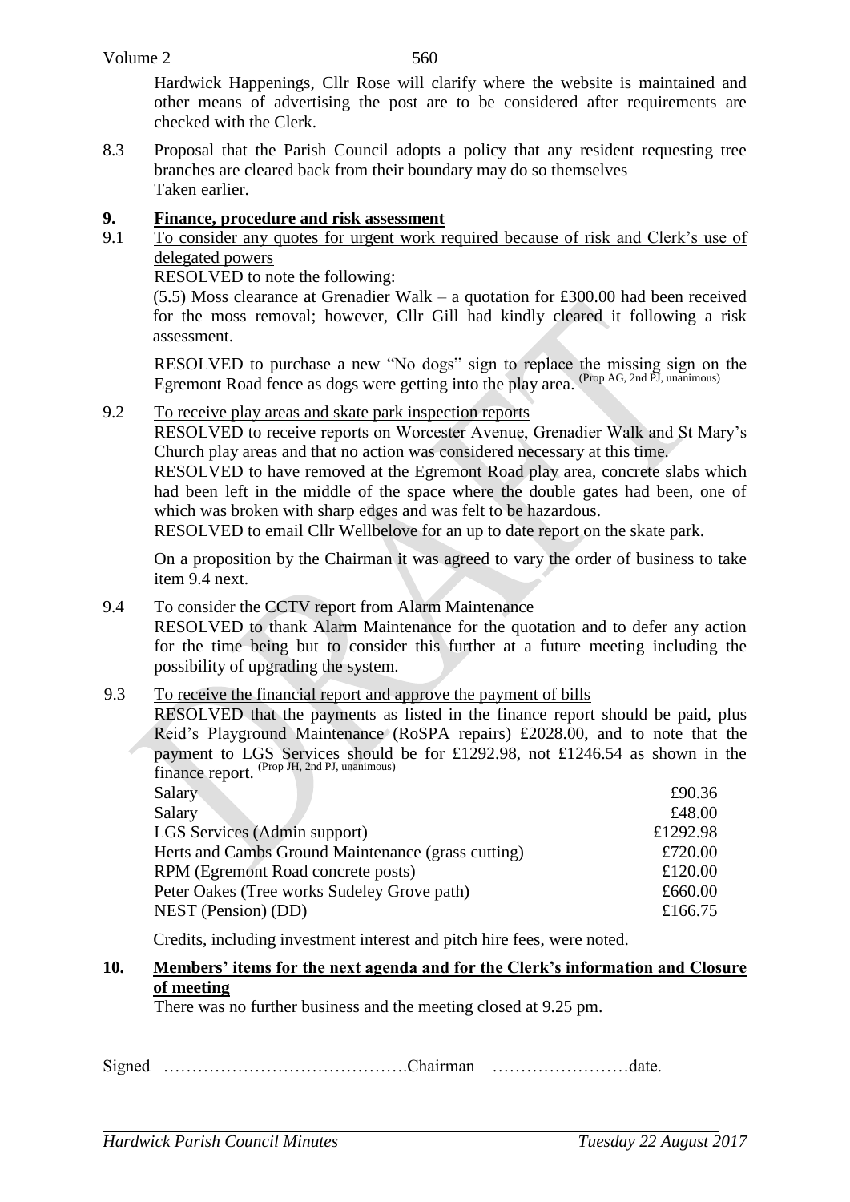Hardwick Happenings, Cllr Rose will clarify where the website is maintained and other means of advertising the post are to be considered after requirements are checked with the Clerk.

8.3 Proposal that the Parish Council adopts a policy that any resident requesting tree branches are cleared back from their boundary may do so themselves
Taken earlier.

## 9. Finance, procedure and risk assessment

9.1 To consider any quotes for urgent work required because of risk and Clerk's use of delegated powers

RESOLVED to note the following:

(5.5) Moss clearance at Grenadier Walk – a quotation for £300.00 had been received for the moss removal; however, Cllr Gill had kindly cleared it following a risk assessment.

RESOLVED to purchase a new "No dogs" sign to replace the missing sign on the Egremont Road fence as dogs were getting into the play area. (Prop AG, 2nd PJ, unanimous)

9.2 To receive play areas and skate park inspection reports

RESOLVED to receive reports on Worcester Avenue, Grenadier Walk and St Mary's Church play areas and that no action was considered necessary at this time.

RESOLVED to have removed at the Egremont Road play area, concrete slabs which had been left in the middle of the space where the double gates had been, one of which was broken with sharp edges and was felt to be hazardous.

RESOLVED to email Cllr Wellbelove for an up to date report on the skate park.

On a proposition by the Chairman it was agreed to vary the order of business to take item 9.4 next.

9.4 To consider the CCTV report from Alarm Maintenance

RESOLVED to thank Alarm Maintenance for the quotation and to defer any action for the time being but to consider this further at a future meeting including the possibility of upgrading the system.

9.3 To receive the financial report and approve the payment of bills

RESOLVED that the payments as listed in the finance report should be paid, plus Reid's Playground Maintenance (RoSPA repairs) £2028.00, and to note that the payment to LGS Services should be for £1292.98, not £1246.54 as shown in the finance report. (Prop JH, 2nd PJ, unanimous)

| | |
|---|---|
| Salary | £90.36 |
| Salary | £48.00 |
| LGS Services (Admin support) | £1292.98 |
| Herts and Cambs Ground Maintenance (grass cutting) | £720.00 |
| RPM (Egremont Road concrete posts) | £120.00 |
| Peter Oakes (Tree works Sudeley Grove path) | £660.00 |
| NEST (Pension) (DD) | £166.75 |

Credits, including investment interest and pitch hire fees, were noted.

## 10. Members' items for the next agenda and for the Clerk's information and Closure of meeting

There was no further business and the meeting closed at 9.25 pm.

Signed …………………………………….Chairman ……………………date.

*Hardwick Parish Council Minutes* *Tuesday 22 August 2017*